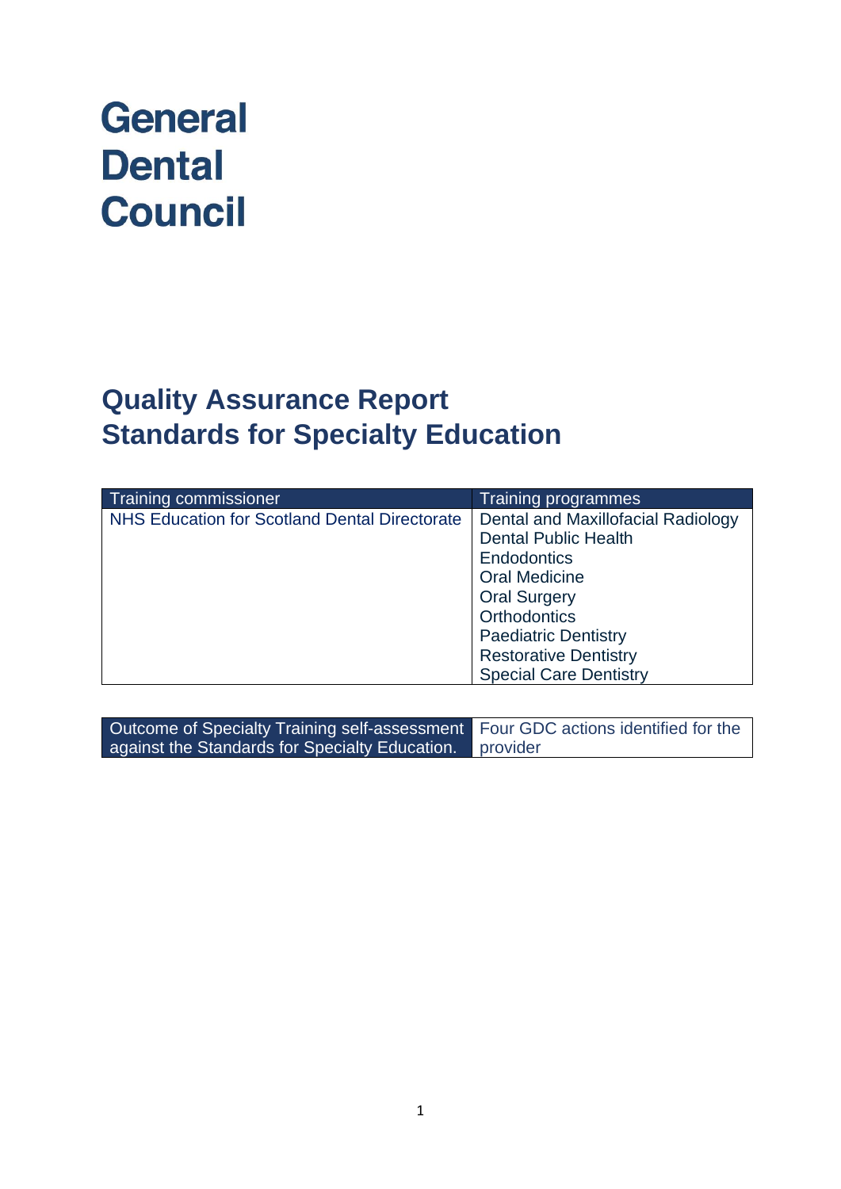# General Dental Council

## Quality Assurance Report
## Standards for Specialty Education

| Training commissioner | Training programmes |
|---|---|
| NHS Education for Scotland Dental Directorate | Dental and Maxillofacial Radiology<br>Dental Public Health<br>Endodontics<br>Oral Medicine<br>Oral Surgery<br>Orthodontics<br>Paediatric Dentistry<br>Restorative Dentistry<br>Special Care Dentistry |

| Outcome of Specialty Training self-assessment against the Standards for Specialty Education. | Four GDC actions identified for the provider |
|---|---|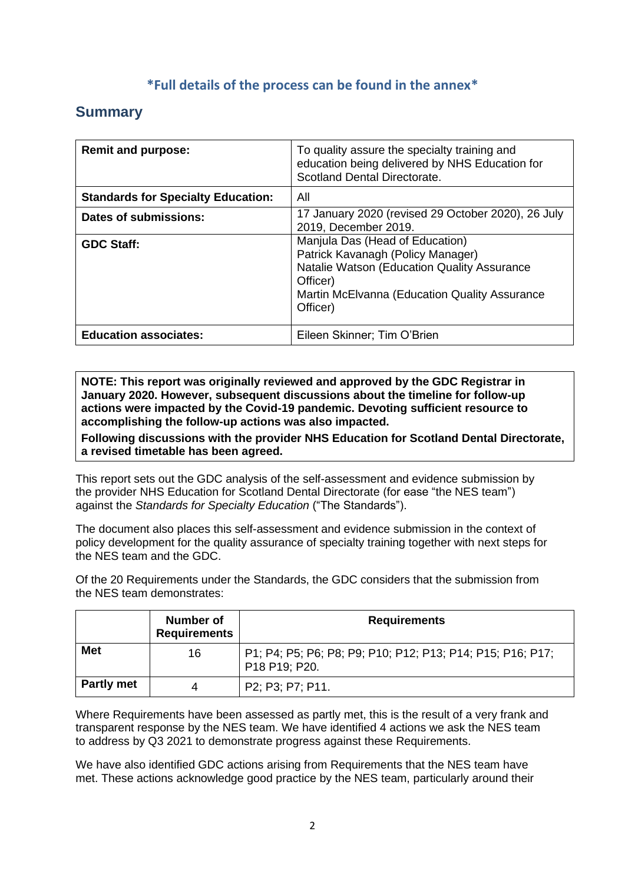**\*Full details of the process can be found in the annex\***

## Summary

| | |
|---|---|
| **Remit and purpose:** | To quality assure the specialty training and education being delivered by NHS Education for Scotland Dental Directorate. |
| **Standards for Specialty Education:** | All |
| **Dates of submissions:** | 17 January 2020 (revised 29 October 2020), 26 July 2019, December 2019. |
| **GDC Staff:** | Manjula Das (Head of Education)<br>Patrick Kavanagh (Policy Manager)<br>Natalie Watson (Education Quality Assurance Officer)<br>Martin McElvanna (Education Quality Assurance Officer) |
| **Education associates:** | Eileen Skinner; Tim O'Brien |

**NOTE: This report was originally reviewed and approved by the GDC Registrar in January 2020. However, subsequent discussions about the timeline for follow-up actions were impacted by the Covid-19 pandemic. Devoting sufficient resource to accomplishing the follow-up actions was also impacted.**

**Following discussions with the provider NHS Education for Scotland Dental Directorate, a revised timetable has been agreed.**

This report sets out the GDC analysis of the self-assessment and evidence submission by the provider NHS Education for Scotland Dental Directorate (for ease "the NES team") against the *Standards for Specialty Education* ("The Standards").

The document also places this self-assessment and evidence submission in the context of policy development for the quality assurance of specialty training together with next steps for the NES team and the GDC.

Of the 20 Requirements under the Standards, the GDC considers that the submission from the NES team demonstrates:

| | Number of Requirements | Requirements |
|---|---|---|
| **Met** | 16 | P1; P4; P5; P6; P8; P9; P10; P12; P13; P14; P15; P16; P17; P18 P19; P20. |
| **Partly met** | 4 | P2; P3; P7; P11. |

Where Requirements have been assessed as partly met, this is the result of a very frank and transparent response by the NES team. We have identified 4 actions we ask the NES team to address by Q3 2021 to demonstrate progress against these Requirements.

We have also identified GDC actions arising from Requirements that the NES team have met. These actions acknowledge good practice by the NES team, particularly around their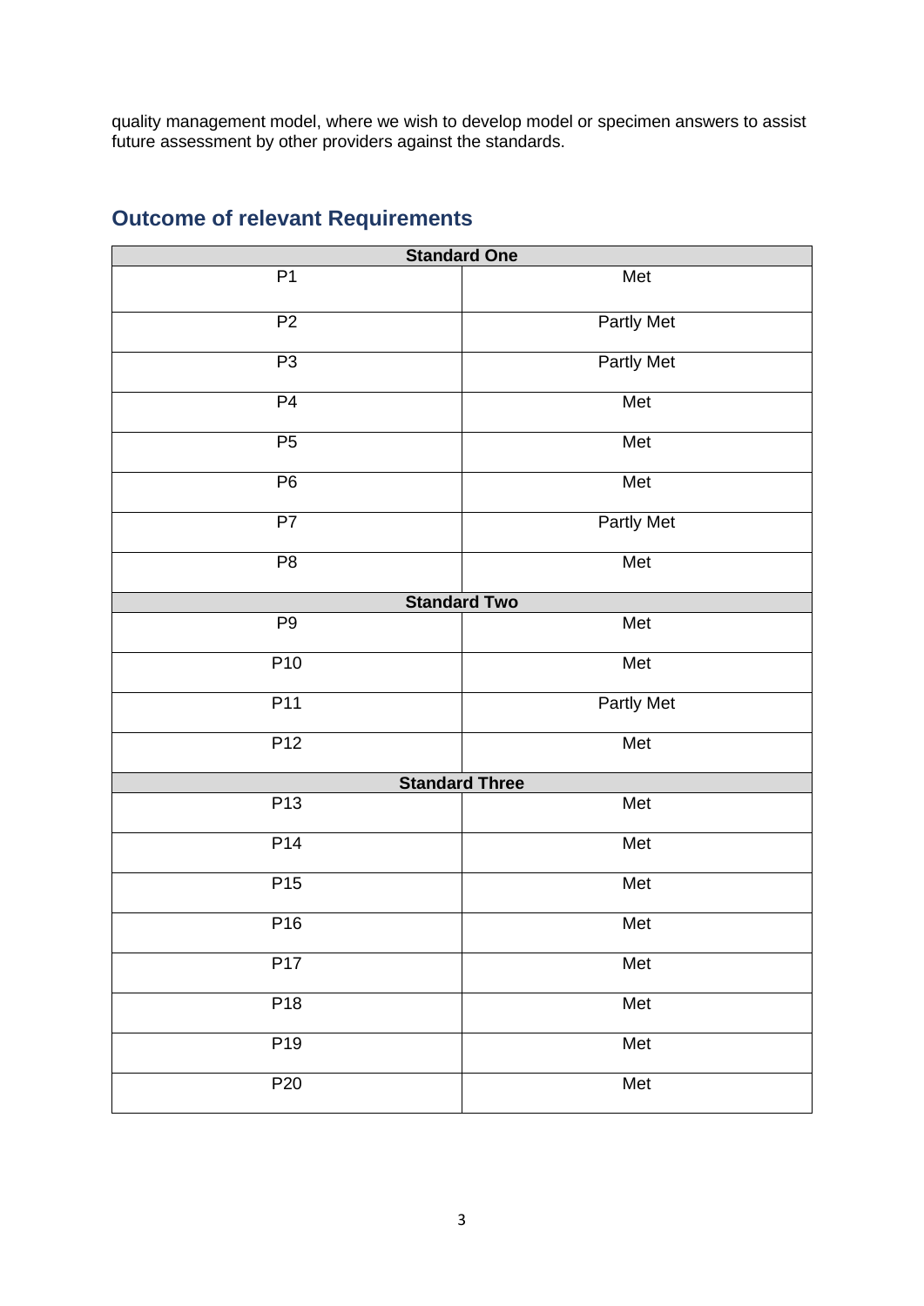quality management model, where we wish to develop model or specimen answers to assist future assessment by other providers against the standards.

## Outcome of relevant Requirements

| Standard One | |
|---|---|
| P1 | Met |
| P2 | Partly Met |
| P3 | Partly Met |
| P4 | Met |
| P5 | Met |
| P6 | Met |
| P7 | Partly Met |
| P8 | Met |
| **Standard Two** | |
| P9 | Met |
| P10 | Met |
| P11 | Partly Met |
| P12 | Met |
| **Standard Three** | |
| P13 | Met |
| P14 | Met |
| P15 | Met |
| P16 | Met |
| P17 | Met |
| P18 | Met |
| P19 | Met |
| P20 | Met |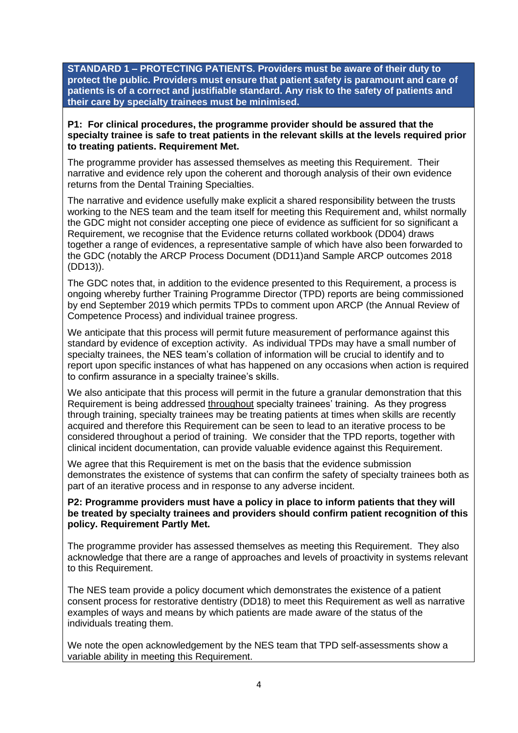**STANDARD 1 – PROTECTING PATIENTS. Providers must be aware of their duty to protect the public. Providers must ensure that patient safety is paramount and care of patients is of a correct and justifiable standard. Any risk to the safety of patients and their care by specialty trainees must be minimised.**

**P1: For clinical procedures, the programme provider should be assured that the specialty trainee is safe to treat patients in the relevant skills at the levels required prior to treating patients. Requirement Met.**

The programme provider has assessed themselves as meeting this Requirement. Their narrative and evidence rely upon the coherent and thorough analysis of their own evidence returns from the Dental Training Specialties.

The narrative and evidence usefully make explicit a shared responsibility between the trusts working to the NES team and the team itself for meeting this Requirement and, whilst normally the GDC might not consider accepting one piece of evidence as sufficient for so significant a Requirement, we recognise that the Evidence returns collated workbook (DD04) draws together a range of evidences, a representative sample of which have also been forwarded to the GDC (notably the ARCP Process Document (DD11)and Sample ARCP outcomes 2018 (DD13)).

The GDC notes that, in addition to the evidence presented to this Requirement, a process is ongoing whereby further Training Programme Director (TPD) reports are being commissioned by end September 2019 which permits TPDs to comment upon ARCP (the Annual Review of Competence Process) and individual trainee progress.

We anticipate that this process will permit future measurement of performance against this standard by evidence of exception activity. As individual TPDs may have a small number of specialty trainees, the NES team's collation of information will be crucial to identify and to report upon specific instances of what has happened on any occasions when action is required to confirm assurance in a specialty trainee's skills.

We also anticipate that this process will permit in the future a granular demonstration that this Requirement is being addressed throughout specialty trainees' training. As they progress through training, specialty trainees may be treating patients at times when skills are recently acquired and therefore this Requirement can be seen to lead to an iterative process to be considered throughout a period of training. We consider that the TPD reports, together with clinical incident documentation, can provide valuable evidence against this Requirement.

We agree that this Requirement is met on the basis that the evidence submission demonstrates the existence of systems that can confirm the safety of specialty trainees both as part of an iterative process and in response to any adverse incident.

**P2: Programme providers must have a policy in place to inform patients that they will be treated by specialty trainees and providers should confirm patient recognition of this policy. Requirement Partly Met.**

The programme provider has assessed themselves as meeting this Requirement. They also acknowledge that there are a range of approaches and levels of proactivity in systems relevant to this Requirement.

The NES team provide a policy document which demonstrates the existence of a patient consent process for restorative dentistry (DD18) to meet this Requirement as well as narrative examples of ways and means by which patients are made aware of the status of the individuals treating them.

We note the open acknowledgement by the NES team that TPD self-assessments show a variable ability in meeting this Requirement.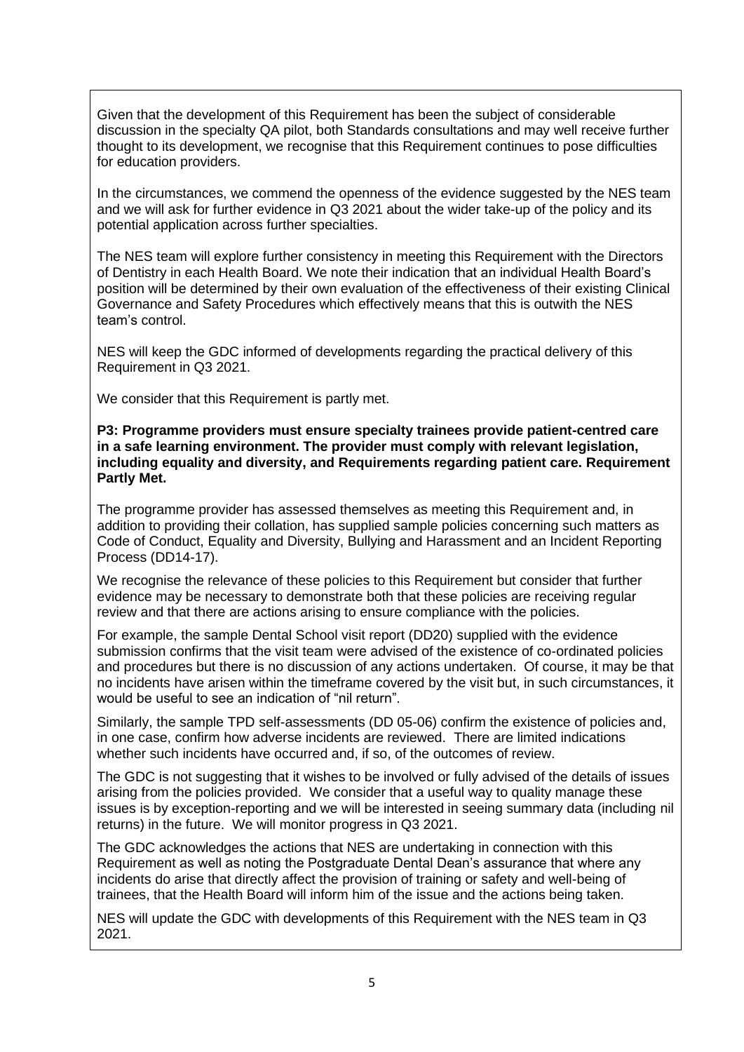Given that the development of this Requirement has been the subject of considerable discussion in the specialty QA pilot, both Standards consultations and may well receive further thought to its development, we recognise that this Requirement continues to pose difficulties for education providers.

In the circumstances, we commend the openness of the evidence suggested by the NES team and we will ask for further evidence in Q3 2021 about the wider take-up of the policy and its potential application across further specialties.

The NES team will explore further consistency in meeting this Requirement with the Directors of Dentistry in each Health Board. We note their indication that an individual Health Board's position will be determined by their own evaluation of the effectiveness of their existing Clinical Governance and Safety Procedures which effectively means that this is outwith the NES team's control.

NES will keep the GDC informed of developments regarding the practical delivery of this Requirement in Q3 2021.

We consider that this Requirement is partly met.

**P3: Programme providers must ensure specialty trainees provide patient-centred care in a safe learning environment. The provider must comply with relevant legislation, including equality and diversity, and Requirements regarding patient care. Requirement Partly Met.**

The programme provider has assessed themselves as meeting this Requirement and, in addition to providing their collation, has supplied sample policies concerning such matters as Code of Conduct, Equality and Diversity, Bullying and Harassment and an Incident Reporting Process (DD14-17).

We recognise the relevance of these policies to this Requirement but consider that further evidence may be necessary to demonstrate both that these policies are receiving regular review and that there are actions arising to ensure compliance with the policies.

For example, the sample Dental School visit report (DD20) supplied with the evidence submission confirms that the visit team were advised of the existence of co-ordinated policies and procedures but there is no discussion of any actions undertaken. Of course, it may be that no incidents have arisen within the timeframe covered by the visit but, in such circumstances, it would be useful to see an indication of "nil return".

Similarly, the sample TPD self-assessments (DD 05-06) confirm the existence of policies and, in one case, confirm how adverse incidents are reviewed. There are limited indications whether such incidents have occurred and, if so, of the outcomes of review.

The GDC is not suggesting that it wishes to be involved or fully advised of the details of issues arising from the policies provided. We consider that a useful way to quality manage these issues is by exception-reporting and we will be interested in seeing summary data (including nil returns) in the future. We will monitor progress in Q3 2021.

The GDC acknowledges the actions that NES are undertaking in connection with this Requirement as well as noting the Postgraduate Dental Dean's assurance that where any incidents do arise that directly affect the provision of training or safety and well-being of trainees, that the Health Board will inform him of the issue and the actions being taken.

NES will update the GDC with developments of this Requirement with the NES team in Q3 2021.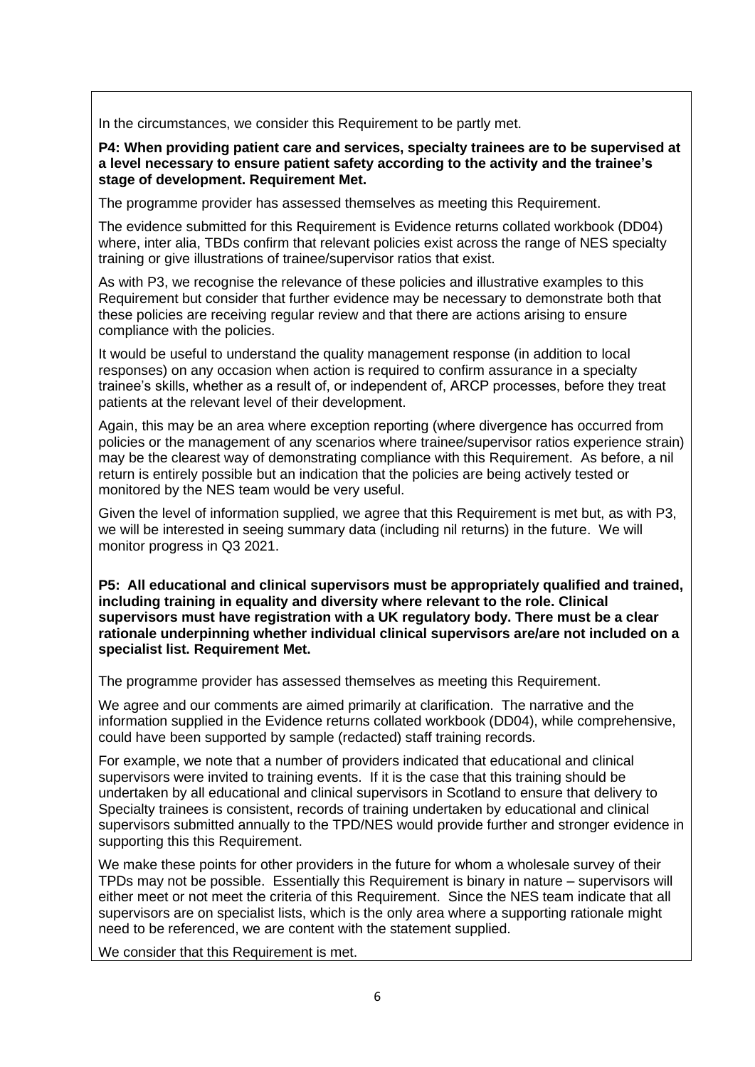In the circumstances, we consider this Requirement to be partly met.

**P4: When providing patient care and services, specialty trainees are to be supervised at a level necessary to ensure patient safety according to the activity and the trainee's stage of development. Requirement Met.**

The programme provider has assessed themselves as meeting this Requirement.

The evidence submitted for this Requirement is Evidence returns collated workbook (DD04) where, inter alia, TBDs confirm that relevant policies exist across the range of NES specialty training or give illustrations of trainee/supervisor ratios that exist.

As with P3, we recognise the relevance of these policies and illustrative examples to this Requirement but consider that further evidence may be necessary to demonstrate both that these policies are receiving regular review and that there are actions arising to ensure compliance with the policies.

It would be useful to understand the quality management response (in addition to local responses) on any occasion when action is required to confirm assurance in a specialty trainee's skills, whether as a result of, or independent of, ARCP processes, before they treat patients at the relevant level of their development.

Again, this may be an area where exception reporting (where divergence has occurred from policies or the management of any scenarios where trainee/supervisor ratios experience strain) may be the clearest way of demonstrating compliance with this Requirement. As before, a nil return is entirely possible but an indication that the policies are being actively tested or monitored by the NES team would be very useful.

Given the level of information supplied, we agree that this Requirement is met but, as with P3, we will be interested in seeing summary data (including nil returns) in the future. We will monitor progress in Q3 2021.

**P5: All educational and clinical supervisors must be appropriately qualified and trained, including training in equality and diversity where relevant to the role. Clinical supervisors must have registration with a UK regulatory body. There must be a clear rationale underpinning whether individual clinical supervisors are/are not included on a specialist list. Requirement Met.**

The programme provider has assessed themselves as meeting this Requirement.

We agree and our comments are aimed primarily at clarification. The narrative and the information supplied in the Evidence returns collated workbook (DD04), while comprehensive, could have been supported by sample (redacted) staff training records.

For example, we note that a number of providers indicated that educational and clinical supervisors were invited to training events. If it is the case that this training should be undertaken by all educational and clinical supervisors in Scotland to ensure that delivery to Specialty trainees is consistent, records of training undertaken by educational and clinical supervisors submitted annually to the TPD/NES would provide further and stronger evidence in supporting this this Requirement.

We make these points for other providers in the future for whom a wholesale survey of their TPDs may not be possible. Essentially this Requirement is binary in nature – supervisors will either meet or not meet the criteria of this Requirement. Since the NES team indicate that all supervisors are on specialist lists, which is the only area where a supporting rationale might need to be referenced, we are content with the statement supplied.

We consider that this Requirement is met.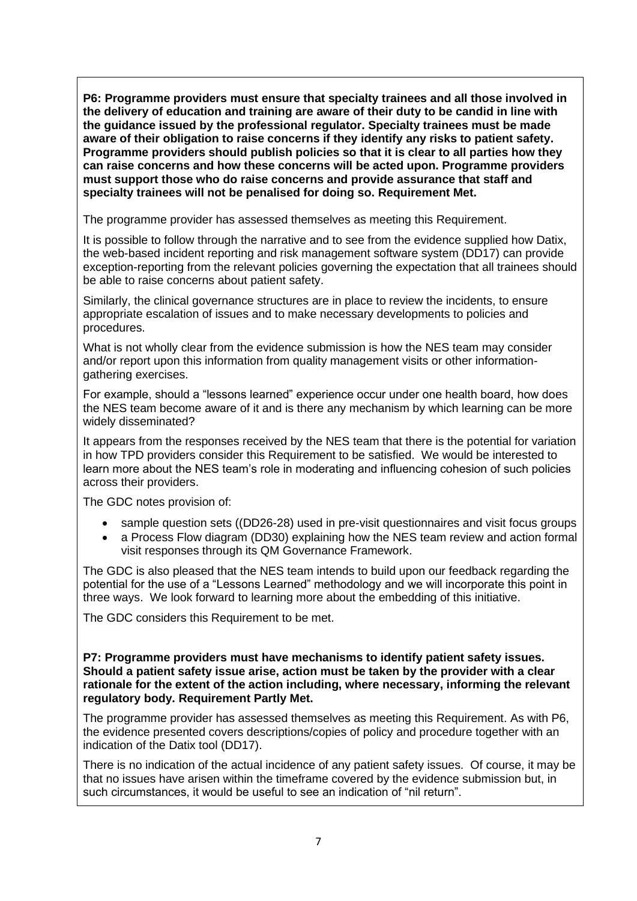**P6: Programme providers must ensure that specialty trainees and all those involved in the delivery of education and training are aware of their duty to be candid in line with the guidance issued by the professional regulator. Specialty trainees must be made aware of their obligation to raise concerns if they identify any risks to patient safety. Programme providers should publish policies so that it is clear to all parties how they can raise concerns and how these concerns will be acted upon. Programme providers must support those who do raise concerns and provide assurance that staff and specialty trainees will not be penalised for doing so. Requirement Met.**

The programme provider has assessed themselves as meeting this Requirement.

It is possible to follow through the narrative and to see from the evidence supplied how Datix, the web-based incident reporting and risk management software system (DD17) can provide exception-reporting from the relevant policies governing the expectation that all trainees should be able to raise concerns about patient safety.

Similarly, the clinical governance structures are in place to review the incidents, to ensure appropriate escalation of issues and to make necessary developments to policies and procedures.

What is not wholly clear from the evidence submission is how the NES team may consider and/or report upon this information from quality management visits or other information-gathering exercises.

For example, should a "lessons learned" experience occur under one health board, how does the NES team become aware of it and is there any mechanism by which learning can be more widely disseminated?

It appears from the responses received by the NES team that there is the potential for variation in how TPD providers consider this Requirement to be satisfied. We would be interested to learn more about the NES team's role in moderating and influencing cohesion of such policies across their providers.

The GDC notes provision of:

- sample question sets ((DD26-28) used in pre-visit questionnaires and visit focus groups
- a Process Flow diagram (DD30) explaining how the NES team review and action formal visit responses through its QM Governance Framework.

The GDC is also pleased that the NES team intends to build upon our feedback regarding the potential for the use of a "Lessons Learned" methodology and we will incorporate this point in three ways. We look forward to learning more about the embedding of this initiative.

The GDC considers this Requirement to be met.

**P7: Programme providers must have mechanisms to identify patient safety issues. Should a patient safety issue arise, action must be taken by the provider with a clear rationale for the extent of the action including, where necessary, informing the relevant regulatory body. Requirement Partly Met.**

The programme provider has assessed themselves as meeting this Requirement. As with P6, the evidence presented covers descriptions/copies of policy and procedure together with an indication of the Datix tool (DD17).

There is no indication of the actual incidence of any patient safety issues. Of course, it may be that no issues have arisen within the timeframe covered by the evidence submission but, in such circumstances, it would be useful to see an indication of "nil return".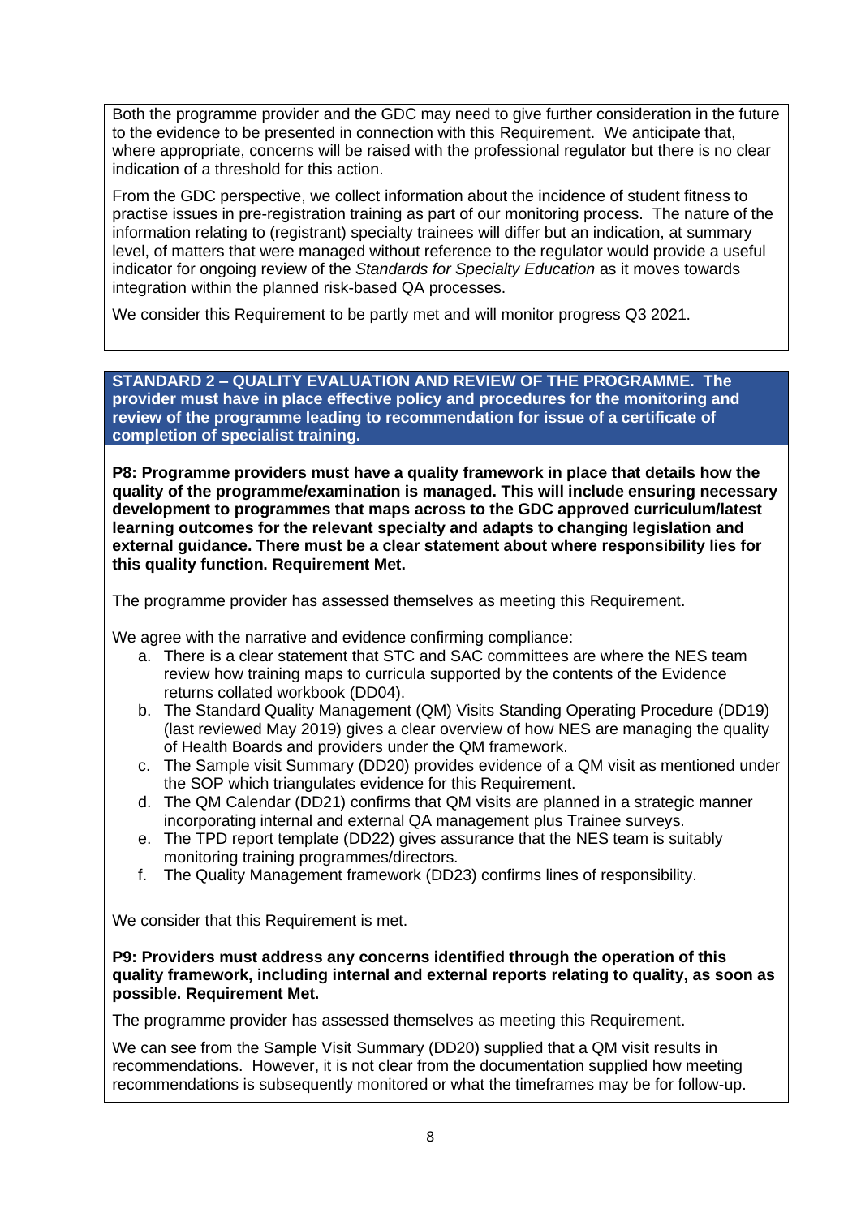Both the programme provider and the GDC may need to give further consideration in the future to the evidence to be presented in connection with this Requirement. We anticipate that, where appropriate, concerns will be raised with the professional regulator but there is no clear indication of a threshold for this action.

From the GDC perspective, we collect information about the incidence of student fitness to practise issues in pre-registration training as part of our monitoring process. The nature of the information relating to (registrant) specialty trainees will differ but an indication, at summary level, of matters that were managed without reference to the regulator would provide a useful indicator for ongoing review of the *Standards for Specialty Education* as it moves towards integration within the planned risk-based QA processes.

We consider this Requirement to be partly met and will monitor progress Q3 2021.

**STANDARD 2 – QUALITY EVALUATION AND REVIEW OF THE PROGRAMME. The provider must have in place effective policy and procedures for the monitoring and review of the programme leading to recommendation for issue of a certificate of completion of specialist training.**

**P8: Programme providers must have a quality framework in place that details how the quality of the programme/examination is managed. This will include ensuring necessary development to programmes that maps across to the GDC approved curriculum/latest learning outcomes for the relevant specialty and adapts to changing legislation and external guidance. There must be a clear statement about where responsibility lies for this quality function. Requirement Met.**

The programme provider has assessed themselves as meeting this Requirement.

We agree with the narrative and evidence confirming compliance:

a. There is a clear statement that STC and SAC committees are where the NES team review how training maps to curricula supported by the contents of the Evidence returns collated workbook (DD04).
b. The Standard Quality Management (QM) Visits Standing Operating Procedure (DD19) (last reviewed May 2019) gives a clear overview of how NES are managing the quality of Health Boards and providers under the QM framework.
c. The Sample visit Summary (DD20) provides evidence of a QM visit as mentioned under the SOP which triangulates evidence for this Requirement.
d. The QM Calendar (DD21) confirms that QM visits are planned in a strategic manner incorporating internal and external QA management plus Trainee surveys.
e. The TPD report template (DD22) gives assurance that the NES team is suitably monitoring training programmes/directors.
f. The Quality Management framework (DD23) confirms lines of responsibility.

We consider that this Requirement is met.

**P9: Providers must address any concerns identified through the operation of this quality framework, including internal and external reports relating to quality, as soon as possible. Requirement Met.**

The programme provider has assessed themselves as meeting this Requirement.

We can see from the Sample Visit Summary (DD20) supplied that a QM visit results in recommendations. However, it is not clear from the documentation supplied how meeting recommendations is subsequently monitored or what the timeframes may be for follow-up.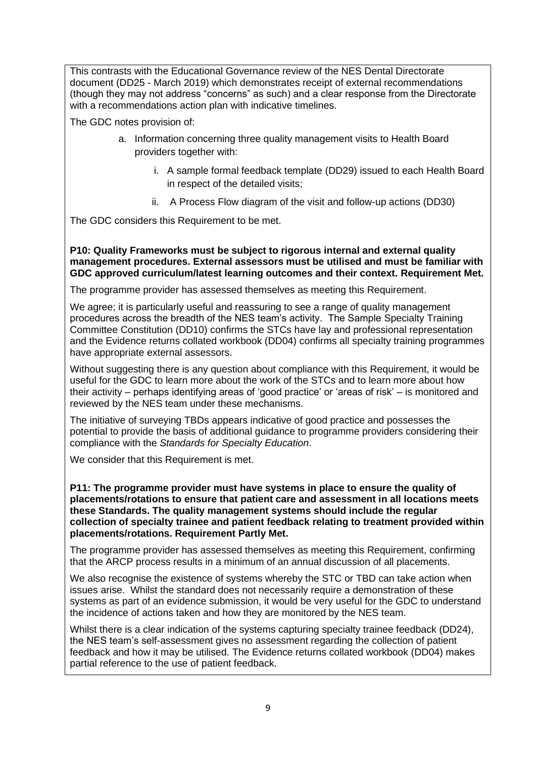This contrasts with the Educational Governance review of the NES Dental Directorate document (DD25 - March 2019) which demonstrates receipt of external recommendations (though they may not address "concerns" as such) and a clear response from the Directorate with a recommendations action plan with indicative timelines.

The GDC notes provision of:

a. Information concerning three quality management visits to Health Board providers together with:

    i. A sample formal feedback template (DD29) issued to each Health Board in respect of the detailed visits;

    ii. A Process Flow diagram of the visit and follow-up actions (DD30)

The GDC considers this Requirement to be met.

**P10: Quality Frameworks must be subject to rigorous internal and external quality management procedures. External assessors must be utilised and must be familiar with GDC approved curriculum/latest learning outcomes and their context. Requirement Met.**

The programme provider has assessed themselves as meeting this Requirement.

We agree; it is particularly useful and reassuring to see a range of quality management procedures across the breadth of the NES team's activity. The Sample Specialty Training Committee Constitution (DD10) confirms the STCs have lay and professional representation and the Evidence returns collated workbook (DD04) confirms all specialty training programmes have appropriate external assessors.

Without suggesting there is any question about compliance with this Requirement, it would be useful for the GDC to learn more about the work of the STCs and to learn more about how their activity – perhaps identifying areas of 'good practice' or 'areas of risk' – is monitored and reviewed by the NES team under these mechanisms.

The initiative of surveying TBDs appears indicative of good practice and possesses the potential to provide the basis of additional guidance to programme providers considering their compliance with the *Standards for Specialty Education*.

We consider that this Requirement is met.

**P11: The programme provider must have systems in place to ensure the quality of placements/rotations to ensure that patient care and assessment in all locations meets these Standards. The quality management systems should include the regular collection of specialty trainee and patient feedback relating to treatment provided within placements/rotations. Requirement Partly Met.**

The programme provider has assessed themselves as meeting this Requirement, confirming that the ARCP process results in a minimum of an annual discussion of all placements.

We also recognise the existence of systems whereby the STC or TBD can take action when issues arise. Whilst the standard does not necessarily require a demonstration of these systems as part of an evidence submission, it would be very useful for the GDC to understand the incidence of actions taken and how they are monitored by the NES team.

Whilst there is a clear indication of the systems capturing specialty trainee feedback (DD24), the NES team's self-assessment gives no assessment regarding the collection of patient feedback and how it may be utilised. The Evidence returns collated workbook (DD04) makes partial reference to the use of patient feedback.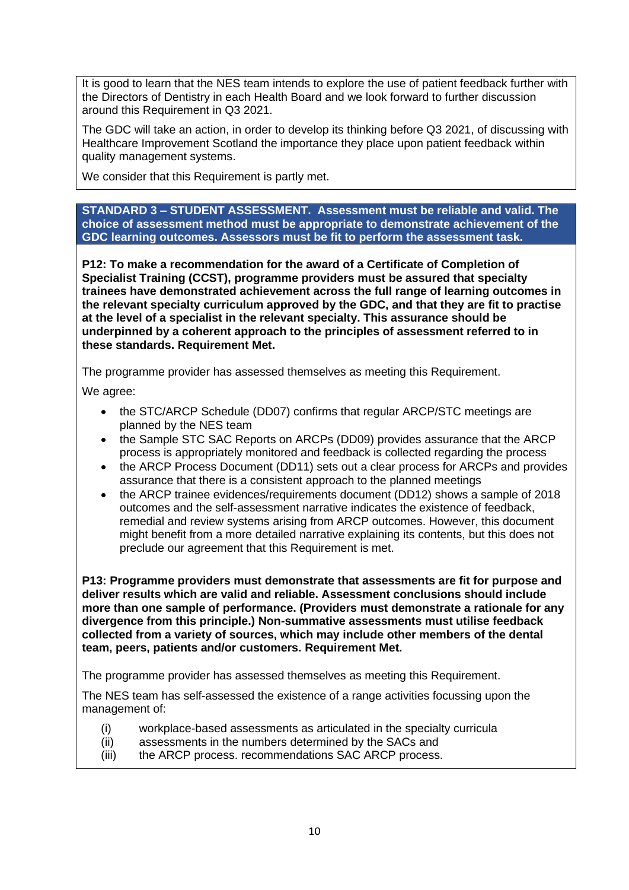It is good to learn that the NES team intends to explore the use of patient feedback further with the Directors of Dentistry in each Health Board and we look forward to further discussion around this Requirement in Q3 2021.

The GDC will take an action, in order to develop its thinking before Q3 2021, of discussing with Healthcare Improvement Scotland the importance they place upon patient feedback within quality management systems.

We consider that this Requirement is partly met.

**STANDARD 3 – STUDENT ASSESSMENT. Assessment must be reliable and valid. The choice of assessment method must be appropriate to demonstrate achievement of the GDC learning outcomes. Assessors must be fit to perform the assessment task.**

**P12: To make a recommendation for the award of a Certificate of Completion of Specialist Training (CCST), programme providers must be assured that specialty trainees have demonstrated achievement across the full range of learning outcomes in the relevant specialty curriculum approved by the GDC, and that they are fit to practise at the level of a specialist in the relevant specialty. This assurance should be underpinned by a coherent approach to the principles of assessment referred to in these standards. Requirement Met.**

The programme provider has assessed themselves as meeting this Requirement.

We agree:

- the STC/ARCP Schedule (DD07) confirms that regular ARCP/STC meetings are planned by the NES team
- the Sample STC SAC Reports on ARCPs (DD09) provides assurance that the ARCP process is appropriately monitored and feedback is collected regarding the process
- the ARCP Process Document (DD11) sets out a clear process for ARCPs and provides assurance that there is a consistent approach to the planned meetings
- the ARCP trainee evidences/requirements document (DD12) shows a sample of 2018 outcomes and the self-assessment narrative indicates the existence of feedback, remedial and review systems arising from ARCP outcomes. However, this document might benefit from a more detailed narrative explaining its contents, but this does not preclude our agreement that this Requirement is met.

**P13: Programme providers must demonstrate that assessments are fit for purpose and deliver results which are valid and reliable. Assessment conclusions should include more than one sample of performance. (Providers must demonstrate a rationale for any divergence from this principle.) Non-summative assessments must utilise feedback collected from a variety of sources, which may include other members of the dental team, peers, patients and/or customers. Requirement Met.**

The programme provider has assessed themselves as meeting this Requirement.

The NES team has self-assessed the existence of a range activities focussing upon the management of:

(i) workplace-based assessments as articulated in the specialty curricula
(ii) assessments in the numbers determined by the SACs and
(iii) the ARCP process. recommendations SAC ARCP process.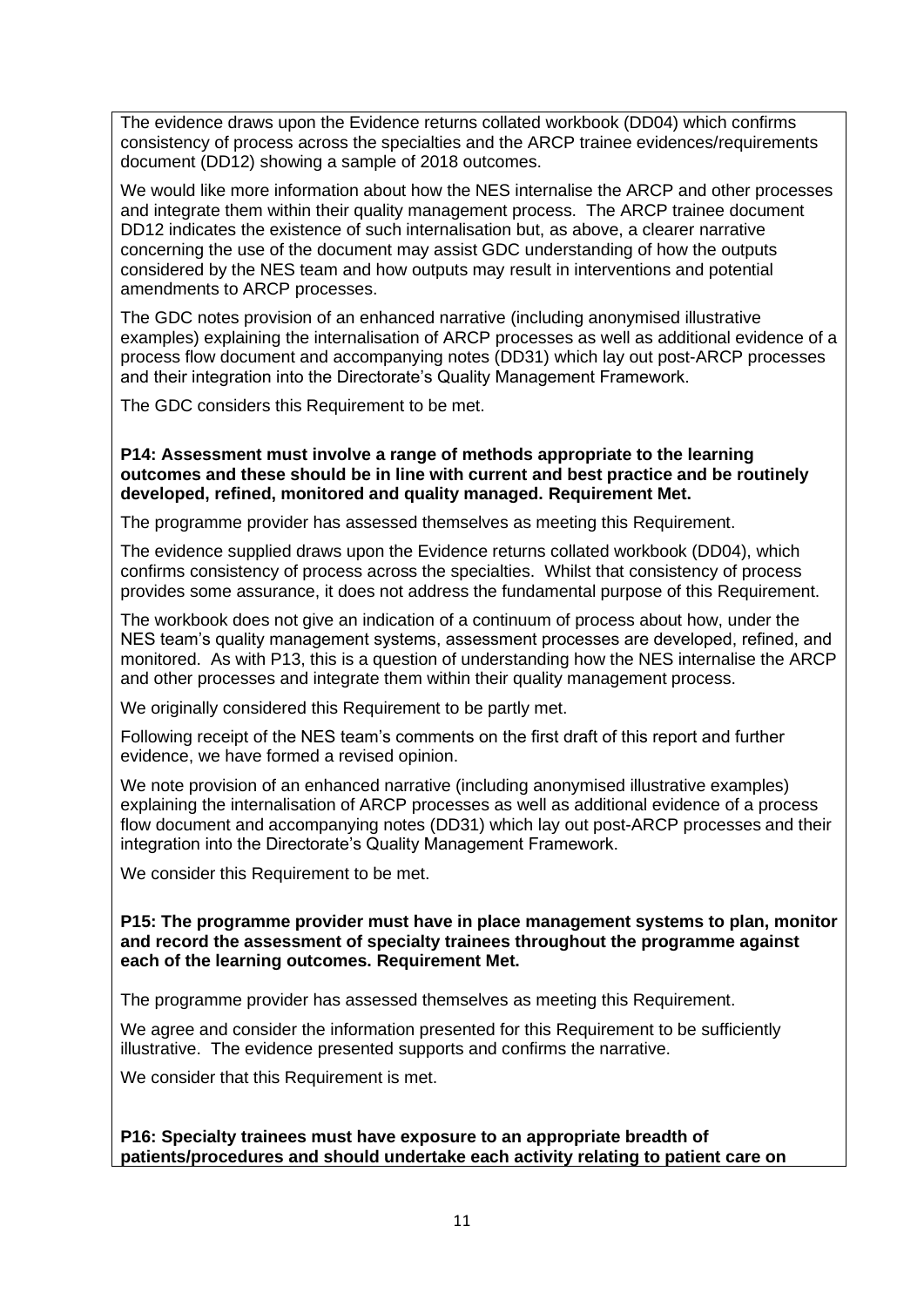The evidence draws upon the Evidence returns collated workbook (DD04) which confirms consistency of process across the specialties and the ARCP trainee evidences/requirements document (DD12) showing a sample of 2018 outcomes.

We would like more information about how the NES internalise the ARCP and other processes and integrate them within their quality management process. The ARCP trainee document DD12 indicates the existence of such internalisation but, as above, a clearer narrative concerning the use of the document may assist GDC understanding of how the outputs considered by the NES team and how outputs may result in interventions and potential amendments to ARCP processes.

The GDC notes provision of an enhanced narrative (including anonymised illustrative examples) explaining the internalisation of ARCP processes as well as additional evidence of a process flow document and accompanying notes (DD31) which lay out post-ARCP processes and their integration into the Directorate's Quality Management Framework.

The GDC considers this Requirement to be met.

**P14: Assessment must involve a range of methods appropriate to the learning outcomes and these should be in line with current and best practice and be routinely developed, refined, monitored and quality managed. Requirement Met.**

The programme provider has assessed themselves as meeting this Requirement.

The evidence supplied draws upon the Evidence returns collated workbook (DD04), which confirms consistency of process across the specialties. Whilst that consistency of process provides some assurance, it does not address the fundamental purpose of this Requirement.

The workbook does not give an indication of a continuum of process about how, under the NES team's quality management systems, assessment processes are developed, refined, and monitored. As with P13, this is a question of understanding how the NES internalise the ARCP and other processes and integrate them within their quality management process.

We originally considered this Requirement to be partly met.

Following receipt of the NES team's comments on the first draft of this report and further evidence, we have formed a revised opinion.

We note provision of an enhanced narrative (including anonymised illustrative examples) explaining the internalisation of ARCP processes as well as additional evidence of a process flow document and accompanying notes (DD31) which lay out post-ARCP processes and their integration into the Directorate's Quality Management Framework.

We consider this Requirement to be met.

**P15: The programme provider must have in place management systems to plan, monitor and record the assessment of specialty trainees throughout the programme against each of the learning outcomes. Requirement Met.**

The programme provider has assessed themselves as meeting this Requirement.

We agree and consider the information presented for this Requirement to be sufficiently illustrative. The evidence presented supports and confirms the narrative.

We consider that this Requirement is met.

**P16: Specialty trainees must have exposure to an appropriate breadth of patients/procedures and should undertake each activity relating to patient care on**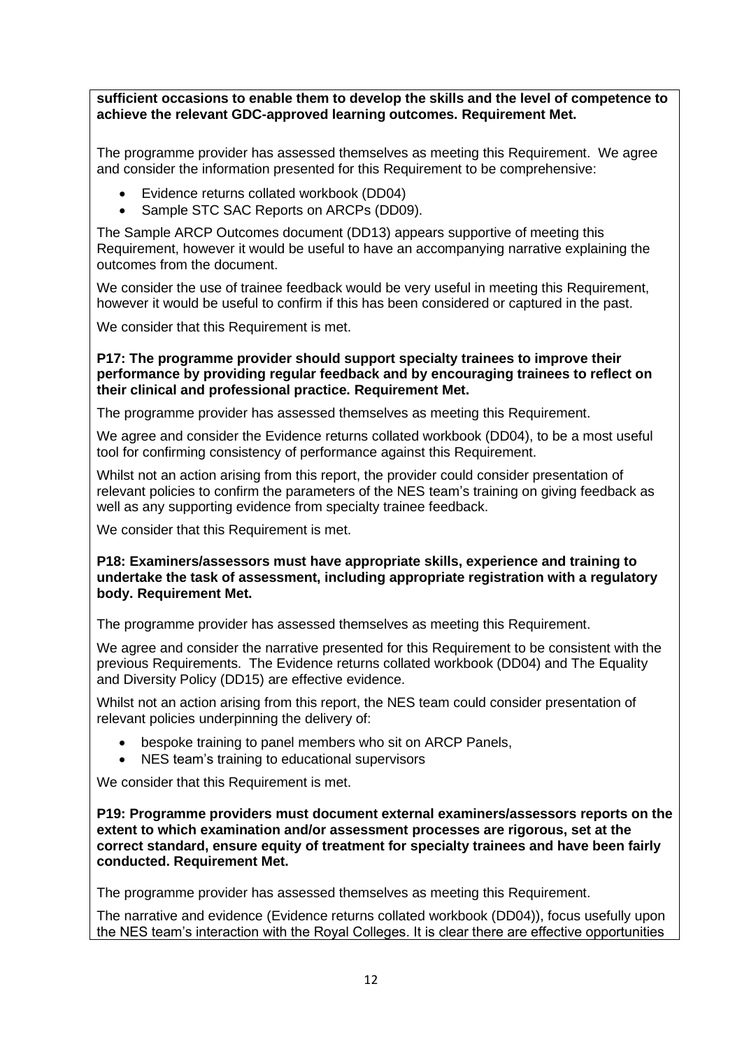**sufficient occasions to enable them to develop the skills and the level of competence to achieve the relevant GDC-approved learning outcomes. Requirement Met.**

The programme provider has assessed themselves as meeting this Requirement. We agree and consider the information presented for this Requirement to be comprehensive:

- Evidence returns collated workbook (DD04)
- Sample STC SAC Reports on ARCPs (DD09).

The Sample ARCP Outcomes document (DD13) appears supportive of meeting this Requirement, however it would be useful to have an accompanying narrative explaining the outcomes from the document.

We consider the use of trainee feedback would be very useful in meeting this Requirement, however it would be useful to confirm if this has been considered or captured in the past.

We consider that this Requirement is met.

**P17: The programme provider should support specialty trainees to improve their performance by providing regular feedback and by encouraging trainees to reflect on their clinical and professional practice. Requirement Met.**

The programme provider has assessed themselves as meeting this Requirement.

We agree and consider the Evidence returns collated workbook (DD04), to be a most useful tool for confirming consistency of performance against this Requirement.

Whilst not an action arising from this report, the provider could consider presentation of relevant policies to confirm the parameters of the NES team's training on giving feedback as well as any supporting evidence from specialty trainee feedback.

We consider that this Requirement is met.

**P18: Examiners/assessors must have appropriate skills, experience and training to undertake the task of assessment, including appropriate registration with a regulatory body. Requirement Met.**

The programme provider has assessed themselves as meeting this Requirement.

We agree and consider the narrative presented for this Requirement to be consistent with the previous Requirements. The Evidence returns collated workbook (DD04) and The Equality and Diversity Policy (DD15) are effective evidence.

Whilst not an action arising from this report, the NES team could consider presentation of relevant policies underpinning the delivery of:

- bespoke training to panel members who sit on ARCP Panels,
- NES team's training to educational supervisors

We consider that this Requirement is met.

**P19: Programme providers must document external examiners/assessors reports on the extent to which examination and/or assessment processes are rigorous, set at the correct standard, ensure equity of treatment for specialty trainees and have been fairly conducted. Requirement Met.**

The programme provider has assessed themselves as meeting this Requirement.

The narrative and evidence (Evidence returns collated workbook (DD04)), focus usefully upon the NES team's interaction with the Royal Colleges. It is clear there are effective opportunities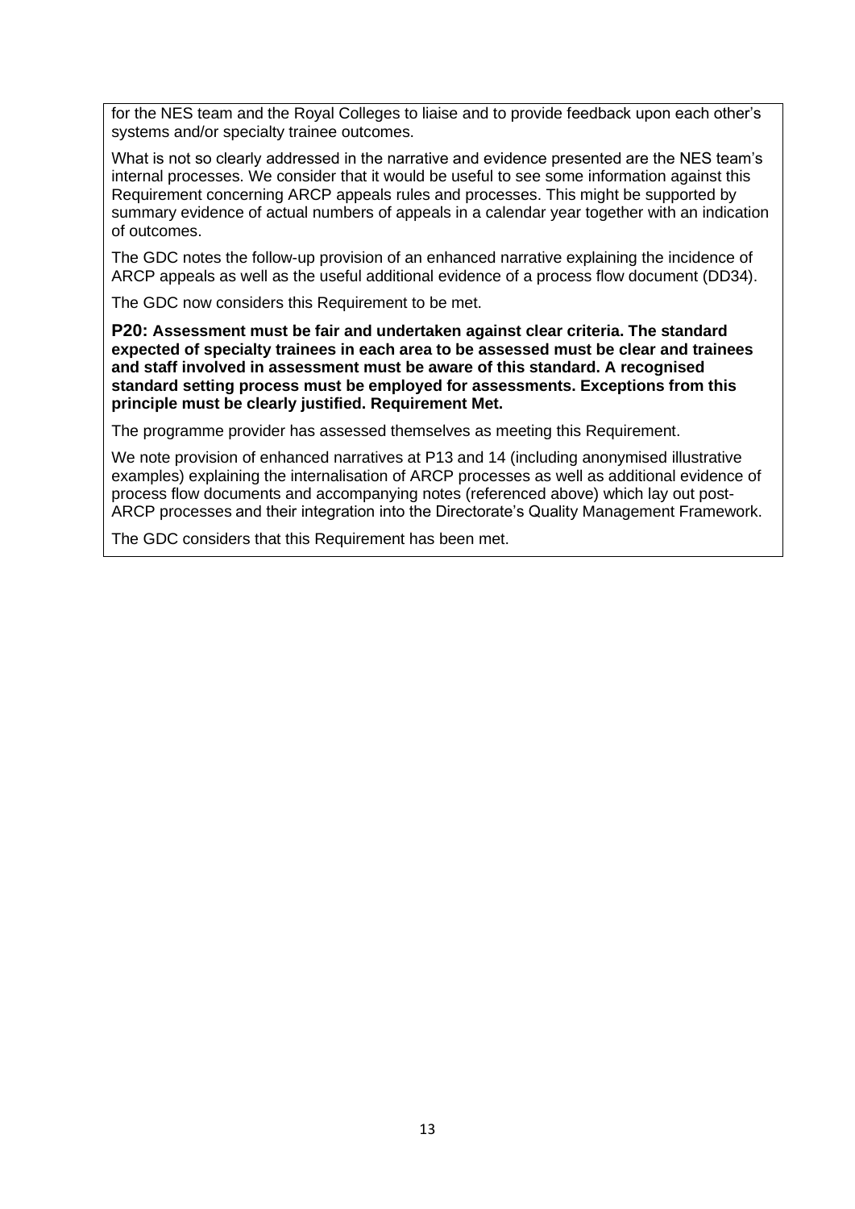for the NES team and the Royal Colleges to liaise and to provide feedback upon each other's systems and/or specialty trainee outcomes.

What is not so clearly addressed in the narrative and evidence presented are the NES team's internal processes. We consider that it would be useful to see some information against this Requirement concerning ARCP appeals rules and processes. This might be supported by summary evidence of actual numbers of appeals in a calendar year together with an indication of outcomes.

The GDC notes the follow-up provision of an enhanced narrative explaining the incidence of ARCP appeals as well as the useful additional evidence of a process flow document (DD34).

The GDC now considers this Requirement to be met.

**P20: Assessment must be fair and undertaken against clear criteria. The standard expected of specialty trainees in each area to be assessed must be clear and trainees and staff involved in assessment must be aware of this standard. A recognised standard setting process must be employed for assessments. Exceptions from this principle must be clearly justified. Requirement Met.**

The programme provider has assessed themselves as meeting this Requirement.

We note provision of enhanced narratives at P13 and 14 (including anonymised illustrative examples) explaining the internalisation of ARCP processes as well as additional evidence of process flow documents and accompanying notes (referenced above) which lay out post-ARCP processes and their integration into the Directorate's Quality Management Framework.

The GDC considers that this Requirement has been met.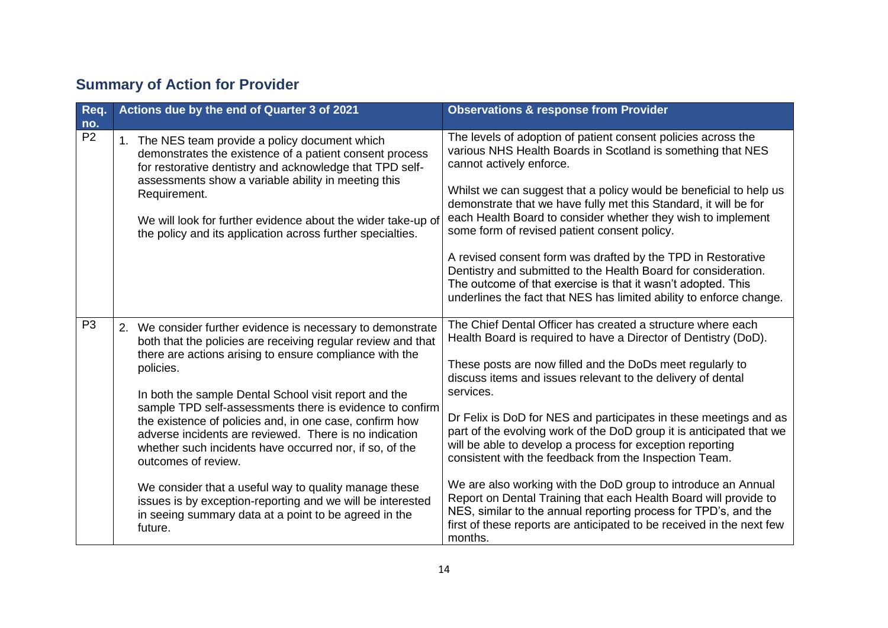## Summary of Action for Provider

| Req. no. | Actions due by the end of Quarter 3 of 2021 | Observations & response from Provider |
|---|---|---|
| P2 | 1. The NES team provide a policy document which demonstrates the existence of a patient consent process for restorative dentistry and acknowledge that TPD self-assessments show a variable ability in meeting this Requirement.<br><br>We will look for further evidence about the wider take-up of the policy and its application across further specialties. | The levels of adoption of patient consent policies across the various NHS Health Boards in Scotland is something that NES cannot actively enforce.<br><br>Whilst we can suggest that a policy would be beneficial to help us demonstrate that we have fully met this Standard, it will be for each Health Board to consider whether they wish to implement some form of revised patient consent policy.<br><br>A revised consent form was drafted by the TPD in Restorative Dentistry and submitted to the Health Board for consideration. The outcome of that exercise is that it wasn't adopted. This underlines the fact that NES has limited ability to enforce change. |
| P3 | 2. We consider further evidence is necessary to demonstrate both that the policies are receiving regular review and that there are actions arising to ensure compliance with the policies.<br><br>In both the sample Dental School visit report and the sample TPD self-assessments there is evidence to confirm the existence of policies and, in one case, confirm how adverse incidents are reviewed. There is no indication whether such incidents have occurred nor, if so, of the outcomes of review.<br><br>We consider that a useful way to quality manage these issues is by exception-reporting and we will be interested in seeing summary data at a point to be agreed in the future. | The Chief Dental Officer has created a structure where each Health Board is required to have a Director of Dentistry (DoD).<br><br>These posts are now filled and the DoDs meet regularly to discuss items and issues relevant to the delivery of dental services.<br><br>Dr Felix is DoD for NES and participates in these meetings and as part of the evolving work of the DoD group it is anticipated that we will be able to develop a process for exception reporting consistent with the feedback from the Inspection Team.<br><br>We are also working with the DoD group to introduce an Annual Report on Dental Training that each Health Board will provide to NES, similar to the annual reporting process for TPD's, and the first of these reports are anticipated to be received in the next few months. |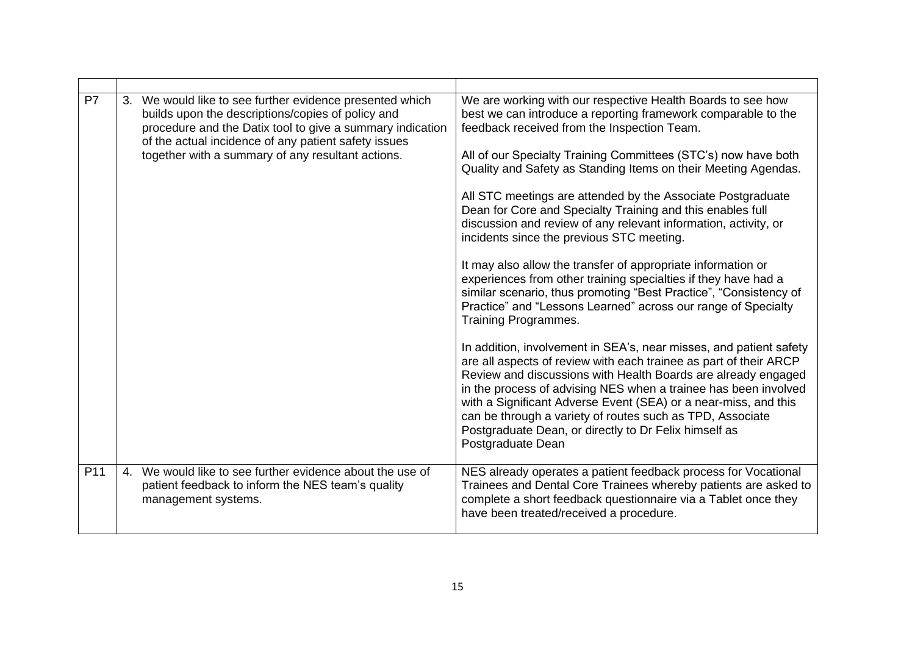| | | |
|---|---|---|
| P7 | 3. We would like to see further evidence presented which builds upon the descriptions/copies of policy and procedure and the Datix tool to give a summary indication of the actual incidence of any patient safety issues together with a summary of any resultant actions. | We are working with our respective Health Boards to see how best we can introduce a reporting framework comparable to the feedback received from the Inspection Team.<br><br>All of our Specialty Training Committees (STC's) now have both Quality and Safety as Standing Items on their Meeting Agendas.<br><br>All STC meetings are attended by the Associate Postgraduate Dean for Core and Specialty Training and this enables full discussion and review of any relevant information, activity, or incidents since the previous STC meeting.<br><br>It may also allow the transfer of appropriate information or experiences from other training specialties if they have had a similar scenario, thus promoting "Best Practice", "Consistency of Practice" and "Lessons Learned" across our range of Specialty Training Programmes.<br><br>In addition, involvement in SEA's, near misses, and patient safety are all aspects of review with each trainee as part of their ARCP Review and discussions with Health Boards are already engaged in the process of advising NES when a trainee has been involved with a Significant Adverse Event (SEA) or a near-miss, and this can be through a variety of routes such as TPD, Associate Postgraduate Dean, or directly to Dr Felix himself as Postgraduate Dean |
| P11 | 4. We would like to see further evidence about the use of patient feedback to inform the NES team's quality management systems. | NES already operates a patient feedback process for Vocational Trainees and Dental Core Trainees whereby patients are asked to complete a short feedback questionnaire via a Tablet once they have been treated/received a procedure. |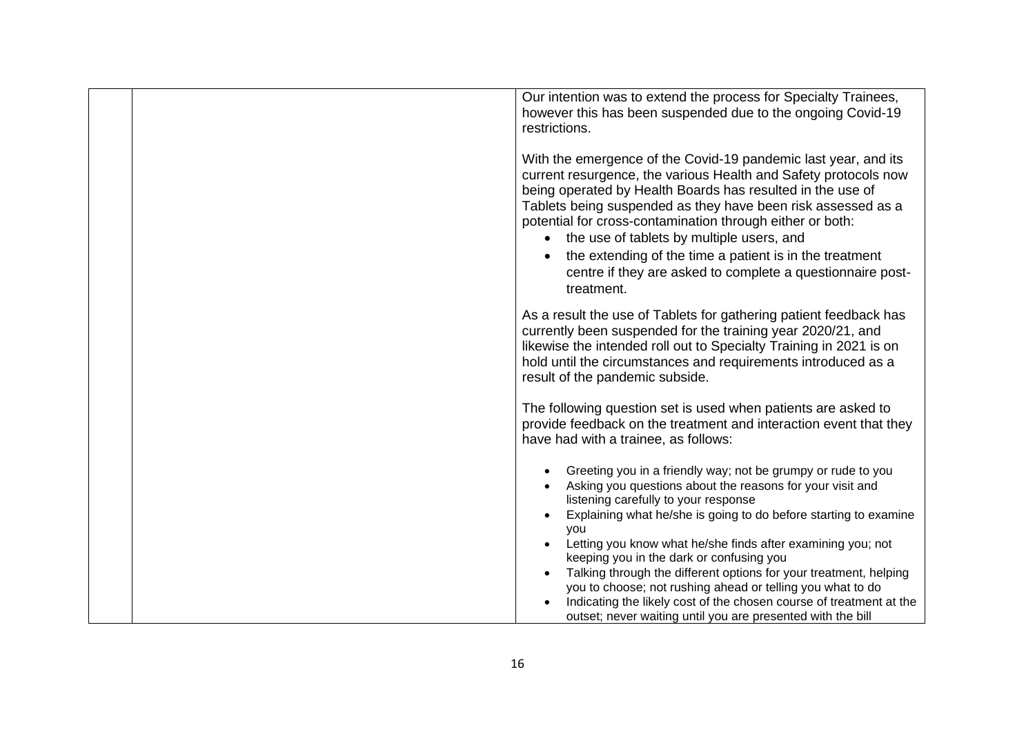| | | |
|---|---|---|
| | | Our intention was to extend the process for Specialty Trainees, however this has been suspended due to the ongoing Covid-19 restrictions.<br><br>With the emergence of the Covid-19 pandemic last year, and its current resurgence, the various Health and Safety protocols now being operated by Health Boards has resulted in the use of Tablets being suspended as they have been risk assessed as a potential for cross-contamination through either or both:<br>• the use of tablets by multiple users, and<br>• the extending of the time a patient is in the treatment centre if they are asked to complete a questionnaire post-treatment.<br><br>As a result the use of Tablets for gathering patient feedback has currently been suspended for the training year 2020/21, and likewise the intended roll out to Specialty Training in 2021 is on hold until the circumstances and requirements introduced as a result of the pandemic subside.<br><br>The following question set is used when patients are asked to provide feedback on the treatment and interaction event that they have had with a trainee, as follows:<br><br>• Greeting you in a friendly way; not be grumpy or rude to you<br>• Asking you questions about the reasons for your visit and listening carefully to your response<br>• Explaining what he/she is going to do before starting to examine you<br>• Letting you know what he/she finds after examining you; not keeping you in the dark or confusing you<br>• Talking through the different options for your treatment, helping you to choose; not rushing ahead or telling you what to do<br>• Indicating the likely cost of the chosen course of treatment at the outset; never waiting until you are presented with the bill |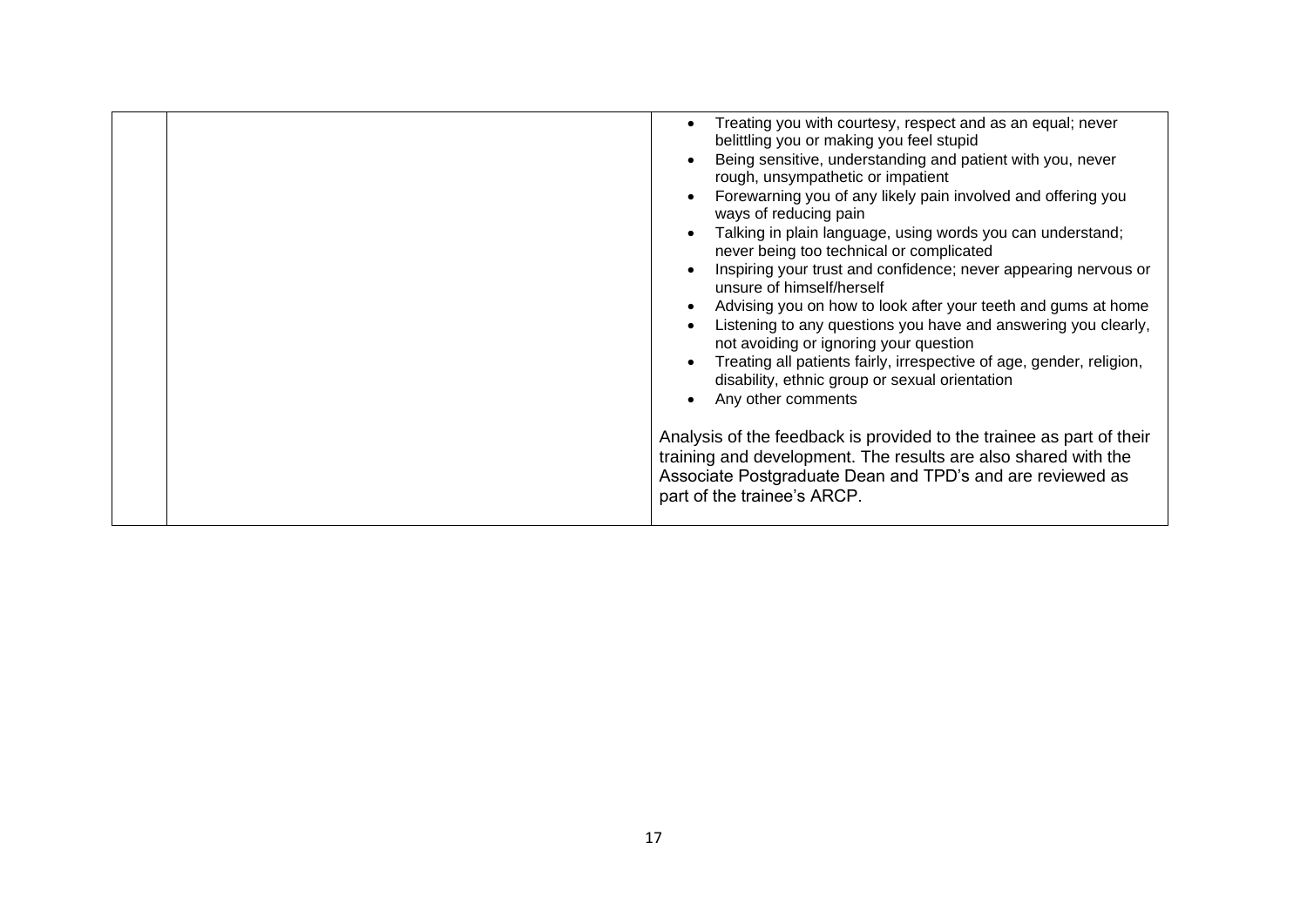| | | • Treating you with courtesy, respect and as an equal; never belittling you or making you feel stupid<br>• Being sensitive, understanding and patient with you, never rough, unsympathetic or impatient<br>• Forewarning you of any likely pain involved and offering you ways of reducing pain<br>• Talking in plain language, using words you can understand; never being too technical or complicated<br>• Inspiring your trust and confidence; never appearing nervous or unsure of himself/herself<br>• Advising you on how to look after your teeth and gums at home<br>• Listening to any questions you have and answering you clearly, not avoiding or ignoring your question<br>• Treating all patients fairly, irrespective of age, gender, religion, disability, ethnic group or sexual orientation<br>• Any other comments<br><br>Analysis of the feedback is provided to the trainee as part of their training and development. The results are also shared with the Associate Postgraduate Dean and TPD's and are reviewed as part of the trainee's ARCP. |
|---|---|---|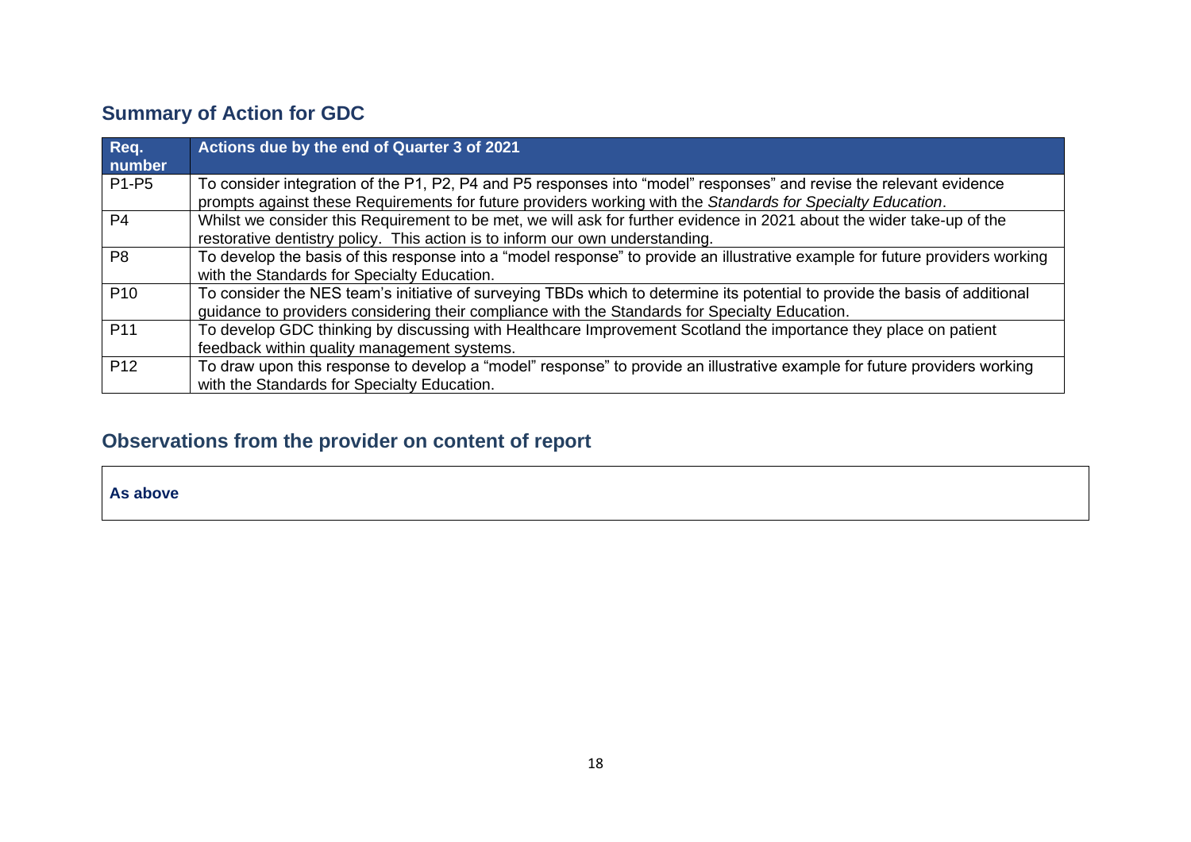## Summary of Action for GDC

| Req. number | Actions due by the end of Quarter 3 of 2021 |
|---|---|
| P1-P5 | To consider integration of the P1, P2, P4 and P5 responses into “model” responses” and revise the relevant evidence prompts against these Requirements for future providers working with the *Standards for Specialty Education*. |
| P4 | Whilst we consider this Requirement to be met, we will ask for further evidence in 2021 about the wider take-up of the restorative dentistry policy. This action is to inform our own understanding. |
| P8 | To develop the basis of this response into a “model response” to provide an illustrative example for future providers working with the Standards for Specialty Education. |
| P10 | To consider the NES team’s initiative of surveying TBDs which to determine its potential to provide the basis of additional guidance to providers considering their compliance with the Standards for Specialty Education. |
| P11 | To develop GDC thinking by discussing with Healthcare Improvement Scotland the importance they place on patient feedback within quality management systems. |
| P12 | To draw upon this response to develop a “model” response” to provide an illustrative example for future providers working with the Standards for Specialty Education. |

## Observations from the provider on content of report

**As above**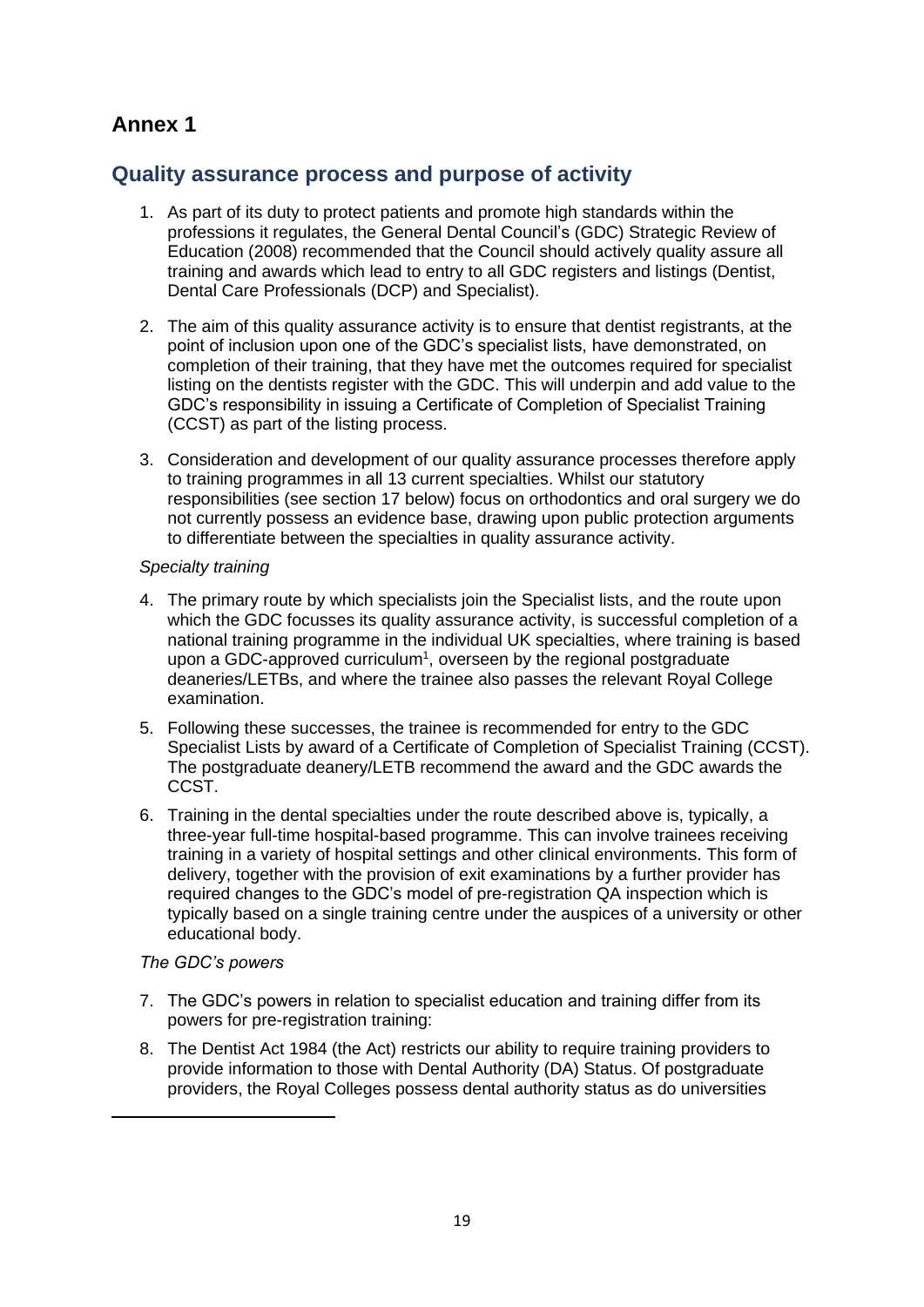# Annex 1

## Quality assurance process and purpose of activity

1. As part of its duty to protect patients and promote high standards within the professions it regulates, the General Dental Council's (GDC) Strategic Review of Education (2008) recommended that the Council should actively quality assure all training and awards which lead to entry to all GDC registers and listings (Dentist, Dental Care Professionals (DCP) and Specialist).

2. The aim of this quality assurance activity is to ensure that dentist registrants, at the point of inclusion upon one of the GDC's specialist lists, have demonstrated, on completion of their training, that they have met the outcomes required for specialist listing on the dentists register with the GDC. This will underpin and add value to the GDC's responsibility in issuing a Certificate of Completion of Specialist Training (CCST) as part of the listing process.

3. Consideration and development of our quality assurance processes therefore apply to training programmes in all 13 current specialties. Whilst our statutory responsibilities (see section 17 below) focus on orthodontics and oral surgery we do not currently possess an evidence base, drawing upon public protection arguments to differentiate between the specialties in quality assurance activity.

*Specialty training*

4. The primary route by which specialists join the Specialist lists, and the route upon which the GDC focusses its quality assurance activity, is successful completion of a national training programme in the individual UK specialties, where training is based upon a GDC-approved curriculum[1], overseen by the regional postgraduate deaneries/LETBs, and where the trainee also passes the relevant Royal College examination.

5. Following these successes, the trainee is recommended for entry to the GDC Specialist Lists by award of a Certificate of Completion of Specialist Training (CCST). The postgraduate deanery/LETB recommend the award and the GDC awards the CCST.

6. Training in the dental specialties under the route described above is, typically, a three-year full-time hospital-based programme. This can involve trainees receiving training in a variety of hospital settings and other clinical environments. This form of delivery, together with the provision of exit examinations by a further provider has required changes to the GDC's model of pre-registration QA inspection which is typically based on a single training centre under the auspices of a university or other educational body.

*The GDC's powers*

7. The GDC's powers in relation to specialist education and training differ from its powers for pre-registration training:

8. The Dentist Act 1984 (the Act) restricts our ability to require training providers to provide information to those with Dental Authority (DA) Status. Of postgraduate providers, the Royal Colleges possess dental authority status as do universities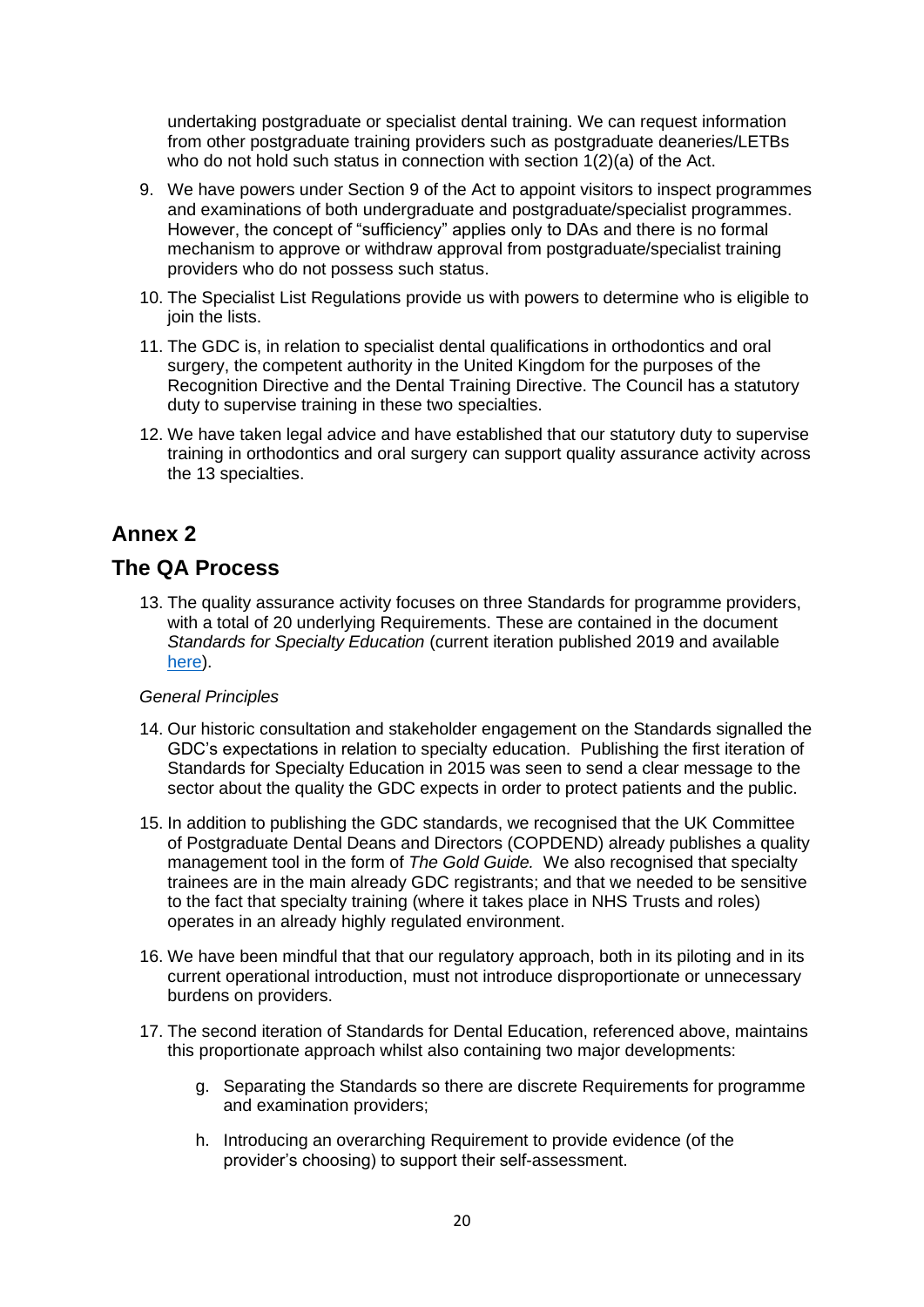undertaking postgraduate or specialist dental training. We can request information from other postgraduate training providers such as postgraduate deaneries/LETBs who do not hold such status in connection with section 1(2)(a) of the Act.

9. We have powers under Section 9 of the Act to appoint visitors to inspect programmes and examinations of both undergraduate and postgraduate/specialist programmes. However, the concept of "sufficiency" applies only to DAs and there is no formal mechanism to approve or withdraw approval from postgraduate/specialist training providers who do not possess such status.

10. The Specialist List Regulations provide us with powers to determine who is eligible to join the lists.

11. The GDC is, in relation to specialist dental qualifications in orthodontics and oral surgery, the competent authority in the United Kingdom for the purposes of the Recognition Directive and the Dental Training Directive. The Council has a statutory duty to supervise training in these two specialties.

12. We have taken legal advice and have established that our statutory duty to supervise training in orthodontics and oral surgery can support quality assurance activity across the 13 specialties.

## Annex 2

## The QA Process

13. The quality assurance activity focuses on three Standards for programme providers, with a total of 20 underlying Requirements. These are contained in the document *Standards for Specialty Education* (current iteration published 2019 and available here).

*General Principles*

14. Our historic consultation and stakeholder engagement on the Standards signalled the GDC's expectations in relation to specialty education. Publishing the first iteration of Standards for Specialty Education in 2015 was seen to send a clear message to the sector about the quality the GDC expects in order to protect patients and the public.

15. In addition to publishing the GDC standards, we recognised that the UK Committee of Postgraduate Dental Deans and Directors (COPDEND) already publishes a quality management tool in the form of *The Gold Guide.* We also recognised that specialty trainees are in the main already GDC registrants; and that we needed to be sensitive to the fact that specialty training (where it takes place in NHS Trusts and roles) operates in an already highly regulated environment.

16. We have been mindful that that our regulatory approach, both in its piloting and in its current operational introduction, must not introduce disproportionate or unnecessary burdens on providers.

17. The second iteration of Standards for Dental Education, referenced above, maintains this proportionate approach whilst also containing two major developments:

    g. Separating the Standards so there are discrete Requirements for programme and examination providers;

    h. Introducing an overarching Requirement to provide evidence (of the provider's choosing) to support their self-assessment.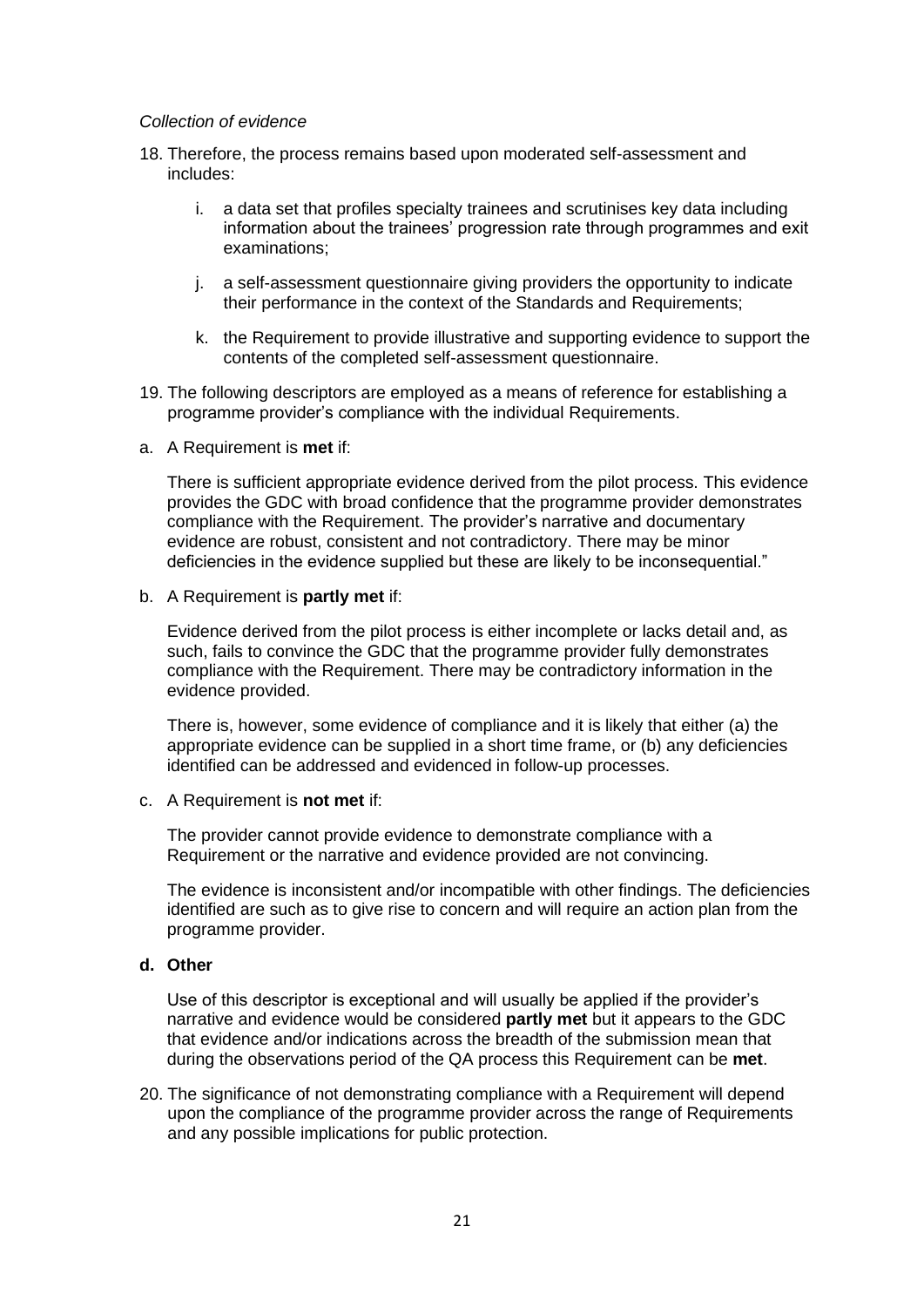*Collection of evidence*

18. Therefore, the process remains based upon moderated self-assessment and includes:

    i. a data set that profiles specialty trainees and scrutinises key data including information about the trainees' progression rate through programmes and exit examinations;

    j. a self-assessment questionnaire giving providers the opportunity to indicate their performance in the context of the Standards and Requirements;

    k. the Requirement to provide illustrative and supporting evidence to support the contents of the completed self-assessment questionnaire.

19. The following descriptors are employed as a means of reference for establishing a programme provider's compliance with the individual Requirements.

a. A Requirement is **met** if:

   There is sufficient appropriate evidence derived from the pilot process. This evidence provides the GDC with broad confidence that the programme provider demonstrates compliance with the Requirement. The provider's narrative and documentary evidence are robust, consistent and not contradictory. There may be minor deficiencies in the evidence supplied but these are likely to be inconsequential."

b. A Requirement is **partly met** if:

   Evidence derived from the pilot process is either incomplete or lacks detail and, as such, fails to convince the GDC that the programme provider fully demonstrates compliance with the Requirement. There may be contradictory information in the evidence provided.

   There is, however, some evidence of compliance and it is likely that either (a) the appropriate evidence can be supplied in a short time frame, or (b) any deficiencies identified can be addressed and evidenced in follow-up processes.

c. A Requirement is **not met** if:

   The provider cannot provide evidence to demonstrate compliance with a Requirement or the narrative and evidence provided are not convincing.

   The evidence is inconsistent and/or incompatible with other findings. The deficiencies identified are such as to give rise to concern and will require an action plan from the programme provider.

**d. Other**

   Use of this descriptor is exceptional and will usually be applied if the provider's narrative and evidence would be considered **partly met** but it appears to the GDC that evidence and/or indications across the breadth of the submission mean that during the observations period of the QA process this Requirement can be **met**.

20. The significance of not demonstrating compliance with a Requirement will depend upon the compliance of the programme provider across the range of Requirements and any possible implications for public protection.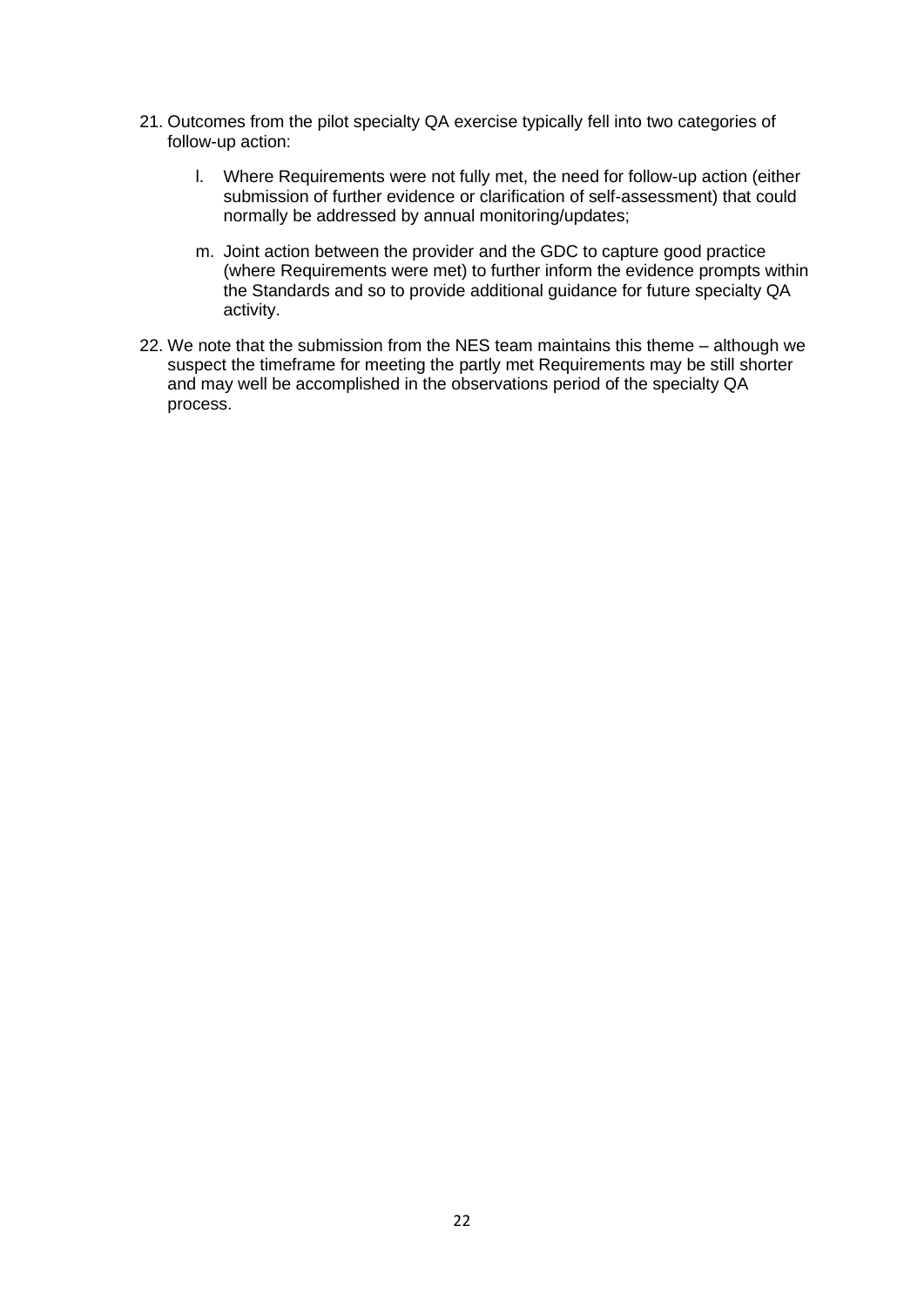21. Outcomes from the pilot specialty QA exercise typically fell into two categories of follow-up action:

    l. Where Requirements were not fully met, the need for follow-up action (either submission of further evidence or clarification of self-assessment) that could normally be addressed by annual monitoring/updates;

    m. Joint action between the provider and the GDC to capture good practice (where Requirements were met) to further inform the evidence prompts within the Standards and so to provide additional guidance for future specialty QA activity.

22. We note that the submission from the NES team maintains this theme – although we suspect the timeframe for meeting the partly met Requirements may be still shorter and may well be accomplished in the observations period of the specialty QA process.